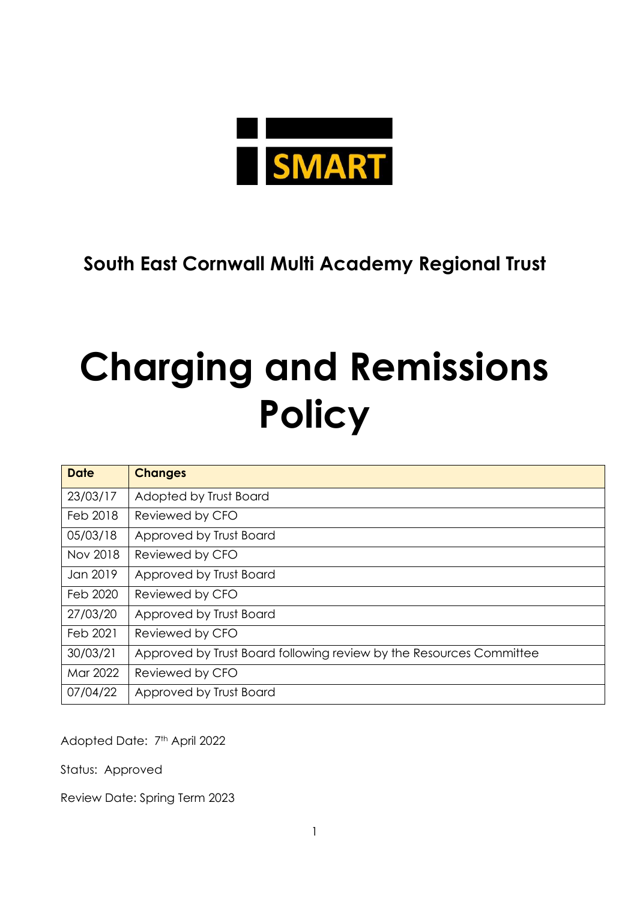SMART

**South East Cornwall Multi Academy Regional Trust**

# Charging and Remissions Policy

| Date | Changes |
|---|---|
| 23/03/17 | Adopted by Trust Board |
| Feb 2018 | Reviewed by CFO |
| 05/03/18 | Approved by Trust Board |
| Nov 2018 | Reviewed by CFO |
| Jan 2019 | Approved by Trust Board |
| Feb 2020 | Reviewed by CFO |
| 27/03/20 | Approved by Trust Board |
| Feb 2021 | Reviewed by CFO |
| 30/03/21 | Approved by Trust Board following review by the Resources Committee |
| Mar 2022 | Reviewed by CFO |
| 07/04/22 | Approved by Trust Board |

Adopted Date: 7th April 2022

Status: Approved

Review Date: Spring Term 2023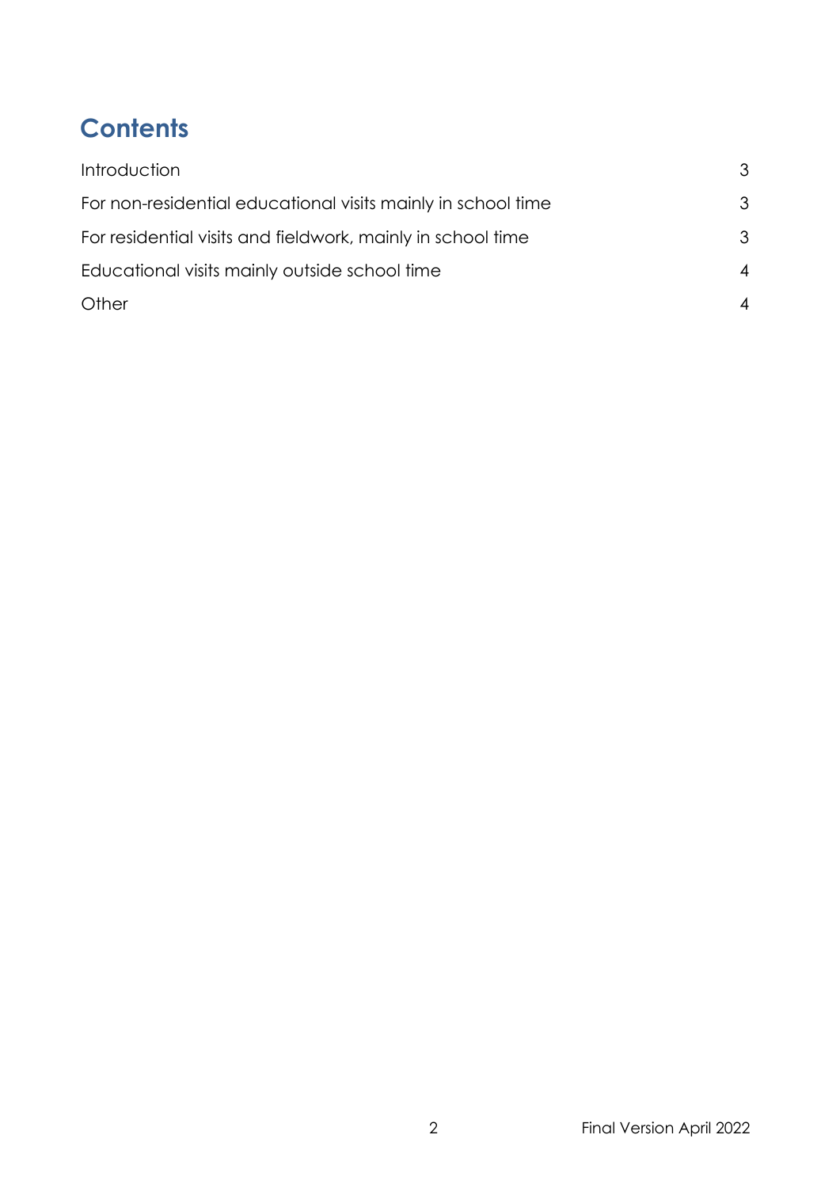# Contents

| | |
|---|---|
| Introduction | 3 |
| For non-residential educational visits mainly in school time | 3 |
| For residential visits and fieldwork, mainly in school time | 3 |
| Educational visits mainly outside school time | 4 |
| Other | 4 |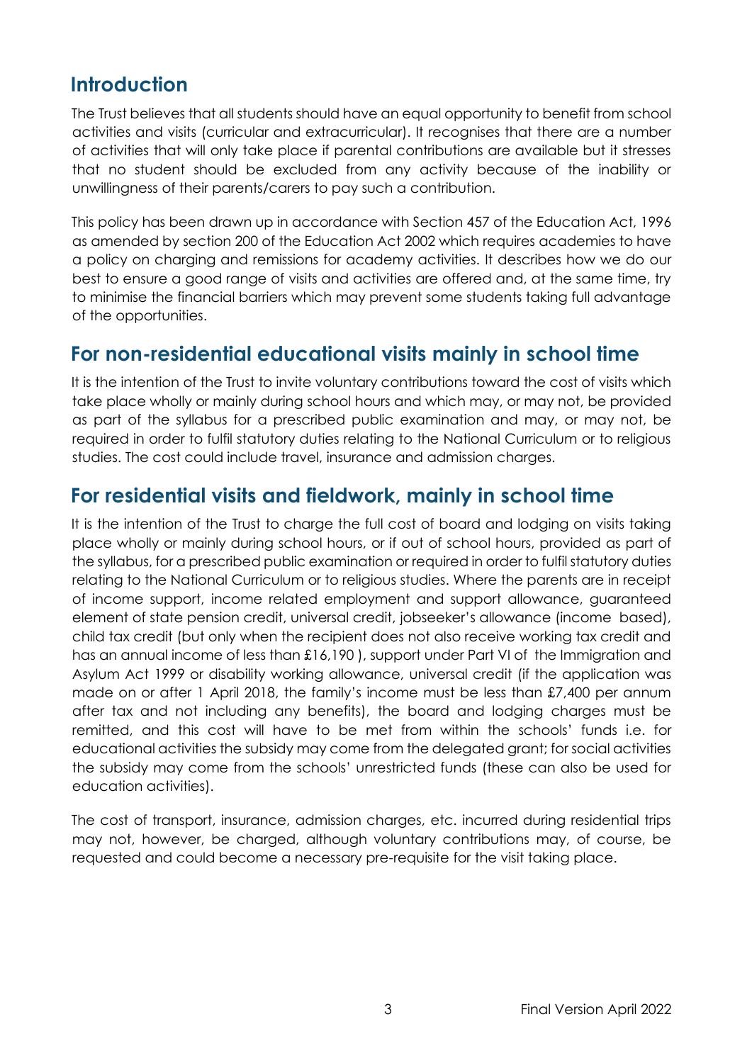## Introduction

The Trust believes that all students should have an equal opportunity to benefit from school activities and visits (curricular and extracurricular). It recognises that there are a number of activities that will only take place if parental contributions are available but it stresses that no student should be excluded from any activity because of the inability or unwillingness of their parents/carers to pay such a contribution.

This policy has been drawn up in accordance with Section 457 of the Education Act, 1996 as amended by section 200 of the Education Act 2002 which requires academies to have a policy on charging and remissions for academy activities. It describes how we do our best to ensure a good range of visits and activities are offered and, at the same time, try to minimise the financial barriers which may prevent some students taking full advantage of the opportunities.

## For non-residential educational visits mainly in school time

It is the intention of the Trust to invite voluntary contributions toward the cost of visits which take place wholly or mainly during school hours and which may, or may not, be provided as part of the syllabus for a prescribed public examination and may, or may not, be required in order to fulfil statutory duties relating to the National Curriculum or to religious studies. The cost could include travel, insurance and admission charges.

## For residential visits and fieldwork, mainly in school time

It is the intention of the Trust to charge the full cost of board and lodging on visits taking place wholly or mainly during school hours, or if out of school hours, provided as part of the syllabus, for a prescribed public examination or required in order to fulfil statutory duties relating to the National Curriculum or to religious studies. Where the parents are in receipt of income support, income related employment and support allowance, guaranteed element of state pension credit, universal credit, jobseeker's allowance (income based), child tax credit (but only when the recipient does not also receive working tax credit and has an annual income of less than £16,190 ), support under Part VI of the Immigration and Asylum Act 1999 or disability working allowance, universal credit (if the application was made on or after 1 April 2018, the family's income must be less than £7,400 per annum after tax and not including any benefits), the board and lodging charges must be remitted, and this cost will have to be met from within the schools' funds i.e. for educational activities the subsidy may come from the delegated grant; for social activities the subsidy may come from the schools' unrestricted funds (these can also be used for education activities).

The cost of transport, insurance, admission charges, etc. incurred during residential trips may not, however, be charged, although voluntary contributions may, of course, be requested and could become a necessary pre-requisite for the visit taking place.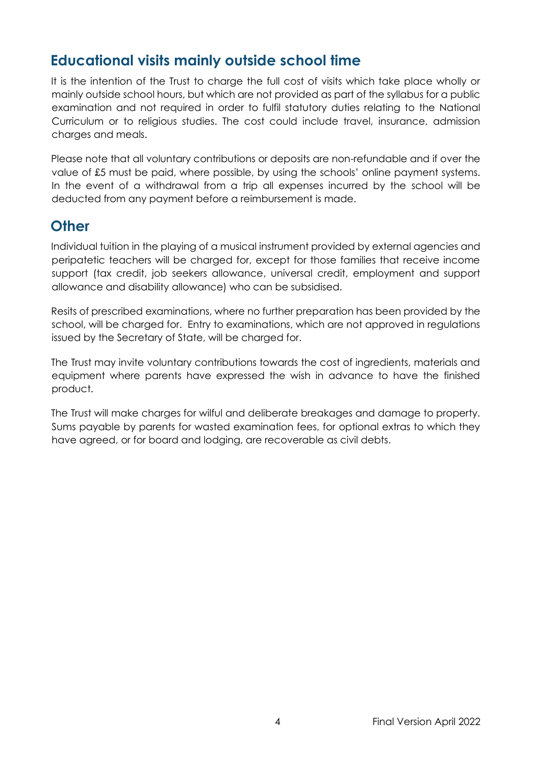## Educational visits mainly outside school time

It is the intention of the Trust to charge the full cost of visits which take place wholly or mainly outside school hours, but which are not provided as part of the syllabus for a public examination and not required in order to fulfil statutory duties relating to the National Curriculum or to religious studies. The cost could include travel, insurance, admission charges and meals.

Please note that all voluntary contributions or deposits are non-refundable and if over the value of £5 must be paid, where possible, by using the schools' online payment systems. In the event of a withdrawal from a trip all expenses incurred by the school will be deducted from any payment before a reimbursement is made.

## Other

Individual tuition in the playing of a musical instrument provided by external agencies and peripatetic teachers will be charged for, except for those families that receive income support (tax credit, job seekers allowance, universal credit, employment and support allowance and disability allowance) who can be subsidised.

Resits of prescribed examinations, where no further preparation has been provided by the school, will be charged for. Entry to examinations, which are not approved in regulations issued by the Secretary of State, will be charged for.

The Trust may invite voluntary contributions towards the cost of ingredients, materials and equipment where parents have expressed the wish in advance to have the finished product.

The Trust will make charges for wilful and deliberate breakages and damage to property. Sums payable by parents for wasted examination fees, for optional extras to which they have agreed, or for board and lodging, are recoverable as civil debts.